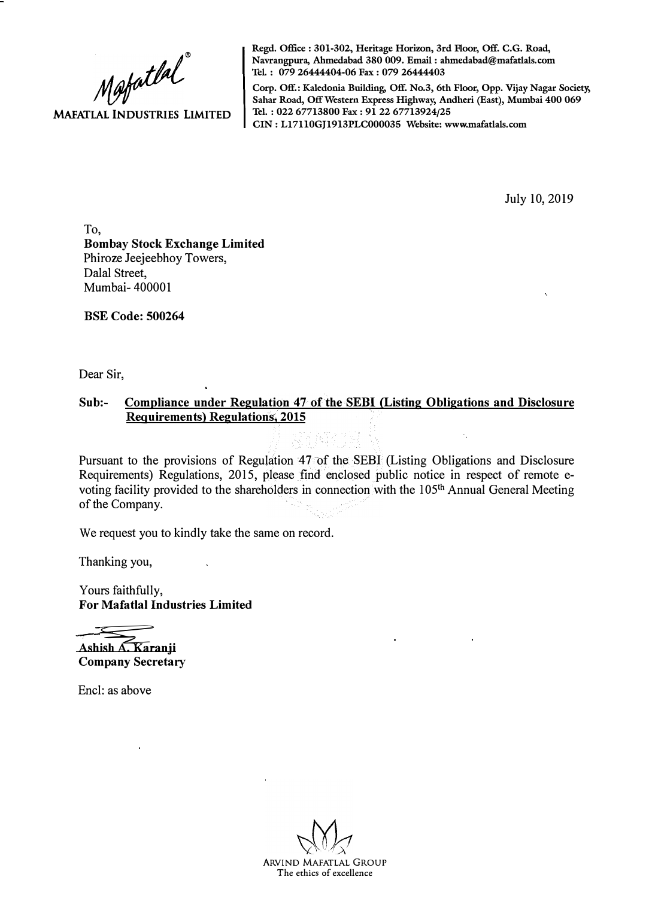**MAFATLAL INDUSTRIES LIMITED**

Regd. Office : 301-302, Heritage Horizon, 3rd Floor, Off. C.G. Road, Navrangpura, Ahmedabad 380 009. Email : ahmedabad@mafatlals.com
Tel. : 079 26444404-06 Fax : 079 26444403

Corp. Off.: Kaledonia Building, Off. No.3, 6th Floor, Opp. Vijay Nagar Society, Sahar Road, Off Western Express Highway, Andheri (East), Mumbai 400 069
Tel. : 022 67713800 Fax : 91 22 67713924/25
CIN : L17110GJ1913PLC000035 Website: www.mafatlals.com

July 10, 2019

To,
**Bombay Stock Exchange Limited**
Phiroze Jeejeebhoy Towers,
Dalal Street,
Mumbai- 400001

**BSE Code: 500264**

Dear Sir,

**Sub:- Compliance under Regulation 47 of the SEBI (Listing Obligations and Disclosure Requirements) Regulations, 2015**

Pursuant to the provisions of Regulation 47 of the SEBI (Listing Obligations and Disclosure Requirements) Regulations, 2015, please find enclosed public notice in respect of remote e-voting facility provided to the shareholders in connection with the 105th Annual General Meeting of the Company.

We request you to kindly take the same on record.

Thanking you,

Yours faithfully,
**For Mafatlal Industries Limited**

Ashish A. Karanji
**Company Secretary**

Encl: as above

ARVIND MAFATLAL GROUP
The ethics of excellence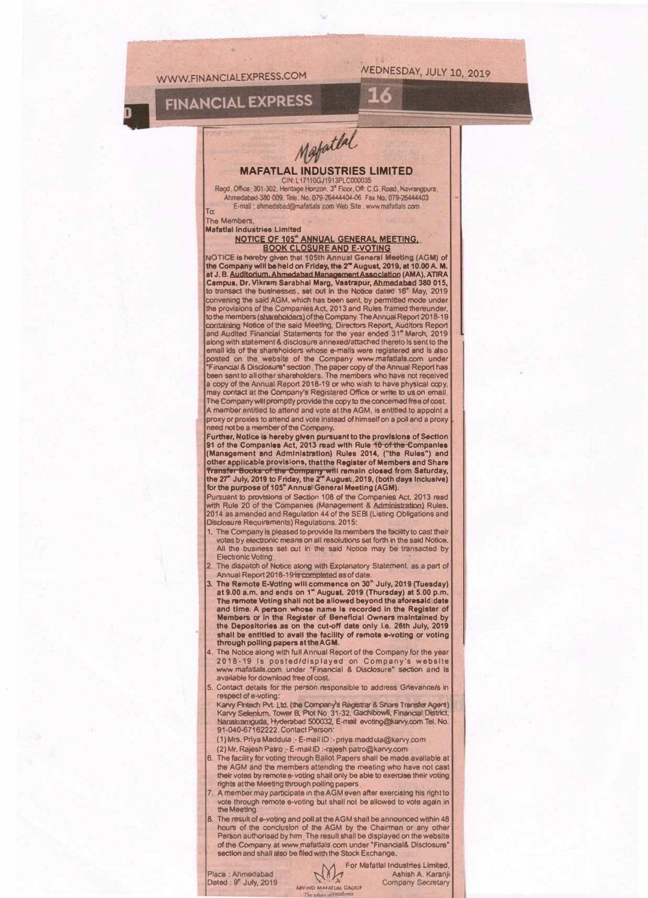Mafatlal

# MAFATLAL INDUSTRIES LIMITED

CIN: L17110GJ1913PLC000035

Regd. Office: 301-302, Heritage Horizon, 3rd Floor, Off: C.G. Road, Navrangpura, Ahmedabad-380 009. Tele. No. 079-26444404-06 Fax No. 079-26444403

E-mail: ahmedabad@mafatlals.com Web Site: www.mafatlals.com

To:

The Members,

**Mafatlal Industries Limited**

## NOTICE OF 105th ANNUAL GENERAL MEETING, BOOK CLOSURE AND E-VOTING

NOTICE is hereby given that **105th Annual General Meeting (AGM) of the Company will be held on Friday, the 2nd August, 2019, at 10.00 A. M. at J. B. Auditorium, Ahmedabad Management Association (AMA), ATIRA Campus, Dr. Vikram Sarabhai Marg, Vastrapur, Ahmedabad 380 015,** to transact the businesses, set out in the Notice dated 16th May, 2019 convening the said AGM, which has been sent, by permitted mode under the provisions of the Companies Act, 2013 and Rules framed thereunder, to the members (shareholders) of the Company. The Annual Report 2018-19 containing Notice of the said Meeting, Directors Report, Auditors Report and Audited Financial Statements for the year ended 31st March, 2019 along with statement & disclosure annexed/attached thereto is sent to the email ids of the shareholders whose e-mails were registered and is also posted on the website of the Company www.mafatlals.com under "Financial & Disclosure" section. The paper copy of the Annual Report has been sent to all other shareholders. The members who have not received a copy of the Annual Report 2018-19 or who wish to have physical copy, may contact at the Company's Registered Office or write to us on email. The Company will promptly provide the copy to the concerned free of cost. A member entitled to attend and vote at the AGM, is entitled to appoint a proxy or proxies to attend and vote instead of himself on a poll and a proxy need not be a member of the Company.

**Further, Notice is hereby given pursuant to the provisions of Section 91 of the Companies Act, 2013 read with Rule ~~10 of the~~ Companies (Management and Administration) Rules 2014, ("the Rules") and other applicable provisions, that the Register of Members and Share ~~Transfer Books of the Company~~ will remain closed from Saturday, the 27th July, 2019 to Friday, the 2nd August, 2019, (both days inclusive) for the purpose of 105th Annual General Meeting (AGM).**

Pursuant to provisions of Section 108 of the Companies Act, 2013 read with Rule 20 of the Companies (Management & Administration) Rules, 2014 as amended and Regulation 44 of the SEBI (Listing Obligations and Disclosure Requirements) Regulations, 2015:

1. The Company is pleased to provide its members the facility to cast their votes by electronic means on all resolutions set forth in the said Notice. All the business set out in the said Notice may be transacted by Electronic Voting.
2. The dispatch of Notice along with Explanatory Statement, as a part of Annual Report 2018-19 ~~is completed~~ as of date.
3. **The Remote E-Voting will commence on 30th July, 2019 (Tuesday) at 9.00 a.m. and ends on 1st August, 2019 (Thursday) at 5.00 p.m. The remote Voting shall not be allowed beyond the aforesaid date and time. A person whose name is recorded in the Register of Members or in the Register of Beneficial Owners maintained by the Depositories as on the cut-off date only i.e. 26th July, 2019 shall be entitled to avail the facility of remote e-voting or voting through polling papers at the AGM.**
4. The Notice along with full Annual Report of the Company for the year 2018-19 is posted/displayed on Company's website www.mafatlals.com under "Financial & Disclosure" section and is available for download free of cost.
5. Contact details for the person responsible to address Grievance/s in respect of e-voting:
   Karvy Fintech Pvt. Ltd. (the Company's Registrar & Share Transfer Agent) Karvy Selenium, Tower B, Plot No. 31-32, Gachibowli, Financial District, Nanakramguda, Hyderabad 500032, E-mail: evoting@karvy.com Tel. No. 91-040-67162222. Contact Person:
   (1) Mrs. Priya Maddula :- E-mail ID :- priya.maddula@karvy.com
   (2) Mr. Rajesh Patro :- E-mail ID :- rajesh.patro@karvy.com
6. The facility for voting through Ballot Papers shall be made available at the AGM and the members attending the meeting who have not cast their votes by remote e-voting shall only be able to exercise their voting rights at the Meeting through polling papers.
7. A member may participate in the AGM even after exercising his right to vote through remote e-voting but shall not be allowed to vote again in the Meeting.
8. The result of e-voting and poll at the AGM shall be announced within 48 hours of the conclusion of the AGM by the Chairman or any other Person authorised by him. The result shall be displayed on the website of the Company at www.mafatlals.com under "Financial& Disclosure" section and shall also be filed with the Stock Exchange.

Place : Ahmedabad
Dated : 9th July, 2019

ARVIND MAFATLAL GROUP

For Mafatlal Industries Limited,
Ashish A. Karanji
Company Secretary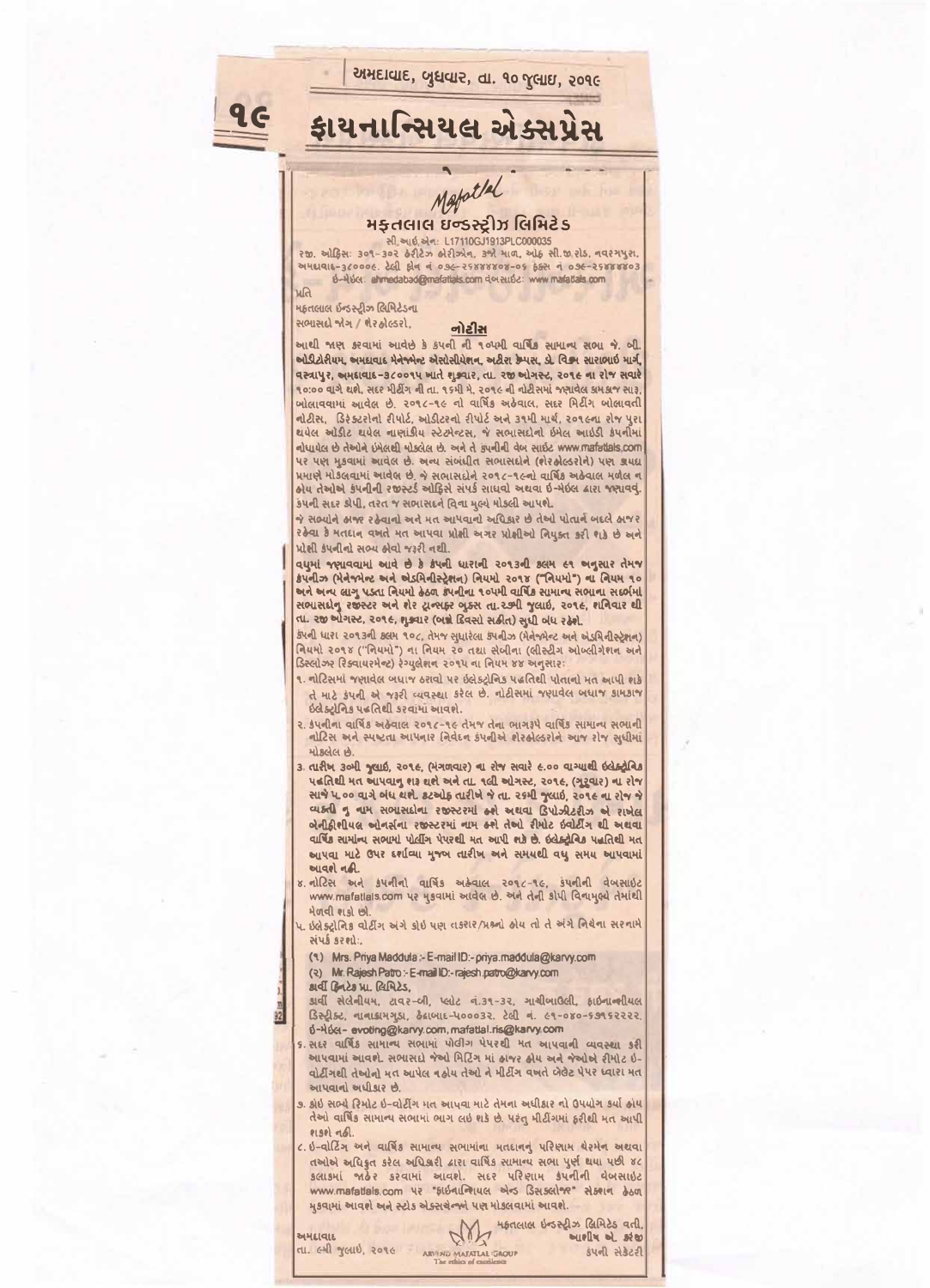અમદાવાદ, બુધવાર, તા. ૧૦ જુલાઇ, ૨૦૧૯

# ફાયનાન્સિયલ એક્સપ્રેસ

Mafatlal

## મફતલાલ ઇન્ડસ્ટ્રીઝ લિમિટેડ

સી.આઇ.એન: L17110GJ1913PLC000035

રજી. ઓફિસ: ૩૦૧-૩૦૨ હેરીટેઝ હોરીઝોન, ૩જો માળ, ઓફ સી.જી.રોડ, નવરંગપુરા, અમદાવાદ-૩૮૦૦૦૯. ટેલી ફોન નં ૦૭૯-૨૬૪૪૪૪૦૪-૦૬ ફેક્સ નં ૦૭૯-૨૬૪૪૪૪૦૩ ઇ-મેઇલ: ahmedabad@mafatlals.com વેબસાઇટ: www.mafatlals.com

પ્રતિ
મફતલાલ ઇન્ડસ્ટ્રીઝ લિમિટેડના
સભાસદો જોગ / શેરહોલ્ડરો,

### નોટીસ

આથી જાણ કરવામાં આવે છે કે કંપની ની ૧૦૫મી વાર્ષિક સામાન્ય સભા જે. બી. ઓડીટોરીયમ, અમદાવાદ મેનેજમેન્ટ એસોસીએશન, અટીરા કેમ્પસ, ડો. વિક્રમ સારાભાઇ માર્ગ, વસ્ત્રાપુર, અમદાવાદ-૩૮૦૦૧૫ ખાતે શુક્રવાર, તા. ૨૭ ઓગસ્ટ, ૨૦૧૯ ના રોજ સવારે ૧૦:૦૦ વાગે થશે, સદર મીટીંગ ની તા. ૧૫મી મે, ૨૦૧૯ ની નોટીસમાં જણાવેલ કામકાજ સારૂ બોલાવવામાં આવેલ છે. ૨૦૧૮-૧૯ નો વાર્ષિક અહેવાલ, સદર મિટીંગ બોલાવતી નોટીસ, ડિરેક્ટરોનો રીપોર્ટ, ઓડીટરનો રીપોર્ટ અને ૩૧મી માર્ચ, ૨૦૧૯ના રોજ પુરા થયેલ ઓડીટ થયેલ નાણાંકીય સ્ટેટમેન્ટસ, જે સભાસદોનો ઇમેલ આઇડી કંપનીમાં નોંધાયેલ છે તેઓને ઇમેલથી મોકલેલ છે. અને તે કંપનીની વેબ સાઇટ www.mafatlals.com પર પણ મુકવામાં આવેલ છે. અન્ય સંબંધીત સભાસદોને (શેરહોલ્ડરોને) પણ કાયદા પ્રમાણે મોકલવામાં આવેલ છે. જે સભાસદોને ૨૦૧૮-૧૯નો વાર્ષિક અહેવાલ મળેલ ન હોય તેઓએ કંપનીની રજીસ્ટર્ડ ઓફિસે સંપર્ક સાધવો અથવા ઇ-મેઇલ દ્વારા જણાવવું. કંપની સદર કોપી, તરત જ સભાસદને વિના મુલ્યે મોકલી આપશે.

જે સભ્યોને હાજર રહેવાનો અને મત આપવાનો અધિકાર છે તેઓ પોતાને બદલે હાજર રહેવા કે મતદાન વખતે મત આપવા પ્રોક્ષી અગર પ્રોક્ષીઓ નિયુક્ત કરી શકે છે અને પ્રોક્ષી કંપનીનો સભ્ય હોવો જરૂરી નથી.

**વધુમાં જણાવવામાં આવે છે કે કંપની ધારાની ૨૦૧૩ની કલમ ૯૧ અનુસાર તેમજ કંપનીઝ (મેનેજમેન્ટ અને એડમિનીસ્ટ્રેશન) નિયમો ૨૦૧૪ ("નિયમો") ના નિયમ ૧૦ અને અન્ય લાગુ પડતા નિયમો હેઠળ કંપનીના ૧૦૫મી વાર્ષિક સામાન્ય સભાના સંદર્ભમાં સભાસદોનુ રજીસ્ટર અને શેર ટ્રાન્સફર બુક્સ તા.૨૭મી જુલાઇ, ૨૦૧૯, શનિવાર થી તા. ૨૭ ઓગસ્ટ, ૨૦૧૯, શુક્રવાર (બન્ને દિવસો સહીત) સુધી બંધ રહેશે.**

કંપની ધારા ૨૦૧૩ની કલમ ૧૦૮, તેમજ સુધારેલા કંપનીઝ (મેનેજમેન્ટ અને એડમિનીસ્ટ્રેશન) નિયમો ૨૦૧૪ ("નિયમો") ના નિયમ ૨૦ તથા સેબીના (લીસ્ટીંગ ઓબ્લીગેશન અને ડિસ્ક્લોઝર રિક્વાયરમેન્ટ) રેગ્યુલેશન ૨૦૧૫ ના નિયમ ૪૪ અનુસાર:

1. નોટિસમાં જણાવેલ બધાજ ઠરાવો પર ઇલેક્ટ્રોનિક પધ્ધતિથી પોતાનો મત આપી શકે તે માટે કંપની એ જરૂરી વ્યવસ્થા કરેલ છે. નોટીસમાં જણાવેલ બધાજ કામકાજ ઇલેક્ટ્રોનિક પધ્ધતિથી કરવામાં આવશે.
2. કંપનીના વાર્ષિક અહેવાલ ૨૦૧૮-૧૯ તેમજ તેના ભાગરૂપે વાર્ષિક સામાન્ય સભાની નોટિસ અને સ્પષ્ટતા આપનાર નિવેદન કંપનીએ શેરહોલ્ડરોને આજ રોજ સુધીમાં મોકલેલ છે.
3. **તારીખ ૩૦મી જુલાઇ, ૨૦૧૯, (મંગળવાર) ના રોજ સવારે ૯.૦૦ વાગ્યાથી ઇલેક્ટ્રોનિક પધ્ધતિથી મત આપવાનુ શરૂ થશે અને તા. ૧લી ઓગસ્ટ, ૨૦૧૯, (ગુરૂવાર) ના રોજ સાંજે ૫.૦૦ વાગે બંધ થશે. કટઓફ તારીખે જે તા. ૨૬મી જુલાઇ, ૨૦૧૯ ના રોજ જે વ્યક્તી નુ નામ સભાસદોના રજીસ્ટરમાં હશે અથવા ડિપોઝીટરીઝ એ રાખેલ બેનીફીશીયલ ઓનર્સના રજીસ્ટરમાં નામ હશે તેઓ રીમોટ ઇવોટીંગ થી અથવા વાર્ષિક સામાન્ય સભામાં પોલીંગ પેપરથી મત આપી શકે છે. ઇલેક્ટ્રોનિક પધ્ધતિથી મત આપવા માટે ઉપર દર્શાવ્યા મુજબ તારીખ અને સમયથી વધુ સમય આપવામાં આવશે નહી.**
4. નોટિસ અને કંપનીનો વાર્ષિક અહેવાલ ૨૦૧૮-૧૯, કંપનીની વેબસાઇટ www.mafatlals.com પર મુકવામાં આવેલ છે. અને તેની કોપી વિનામુલ્યે તેમાંથી મેળવી શકો છો.
5. ઇલેક્ટ્રોનિક વોટીંગ અંગે કોઇ પણ તકરાર/પ્રશ્નો હોય તો તે અંગે નિચેના સરનામે સંપર્ક કરશો:.
   (૧) Mrs. Priya Maddula :- E-mail ID:- priya.maddula@karvy.com
   (૨) Mr. Rajesh Patro :- E-mail ID:- rajesh.patro@karvy.com
   **કાર્વી ફિનટેક પ્રા. લિમિટેડ,**
   કાર્વી સેલેનીયમ, ટાવર-બી, પ્લોટ નં.૩૧-૩૨, ગાચીબાઉલી, ફાઇનાન્સીયલ ડિસ્ટ્રીક્ટ, નાનાકરામગુડા, હૈદ્રાબાદ-૫૦૦૦૩૨. ટેલી નં. ૯૧-૦૪૦-૬૭૧૬૨૨૨૨. ઇ-મેઇલ- evoting@karvy.com, mafatlal.ris@karvy.com
6. સદર વાર્ષિક સામાન્ય સભામાં પોલીંગ પેપરથી મત આપવાની વ્યવસ્થા કરી આપવામાં આવશે. સભાસદો જેઓ મિટિંગ માં હાજર હોય અને જેઓએ રીમોટ ઇ-વોટીંગથી તેઓનો મત આપેલ ન હોય તેઓ ને મીટીંગ વખતે બેલેટ પેપર દ્વારા મત આપવાનો અધિકાર છે.
7. કોઇ સભ્યે રિમોટ ઇ-વોટીંગ મત આપવા માટે તેમના અધિકાર નો ઉપયોગ કર્યો હોય તેઓ વાર્ષિક સામાન્ય સભામાં ભાગ લઇ શકે છે. પરંતુ મીટીંગમાં ફરીથી મત આપી શકશે નહી.
8. ઇ-વોટિંગ અને વાર્ષિક સામાન્ય સભામાંના મતદાનનુ પરિણામ ચેરમેન અથવા તઓએ અધિકૃત કરેલ અધિકારી દ્વારા વાર્ષિક સામાન્ય સભા પુર્ણ થયા પછી ૪૮ કલાકમાં જાહેર કરવામાં આવશે. સદર પરિણામ કંપનીની વેબસાઇટ www.mafatlals.com પર "ફાઇનાન્શિયલ એન્ડ ડિસક્લોઝર" સેક્શન હેઠળ મુકવામાં આવશે અને સ્ટોક એક્સચેન્જને પણ મોકલવામાં આવશે.

અમદાવાદ
તા. ૯મી જુલાઇ, ૨૦૧૯

ARVIND MAFATLAL GROUP
The ethics of excellence

મફતલાલ ઇન્ડસ્ટ્રીઝ લિમિટેડ વતી,
આશીષ એ. કરણ
કંપની સેક્રેટરી